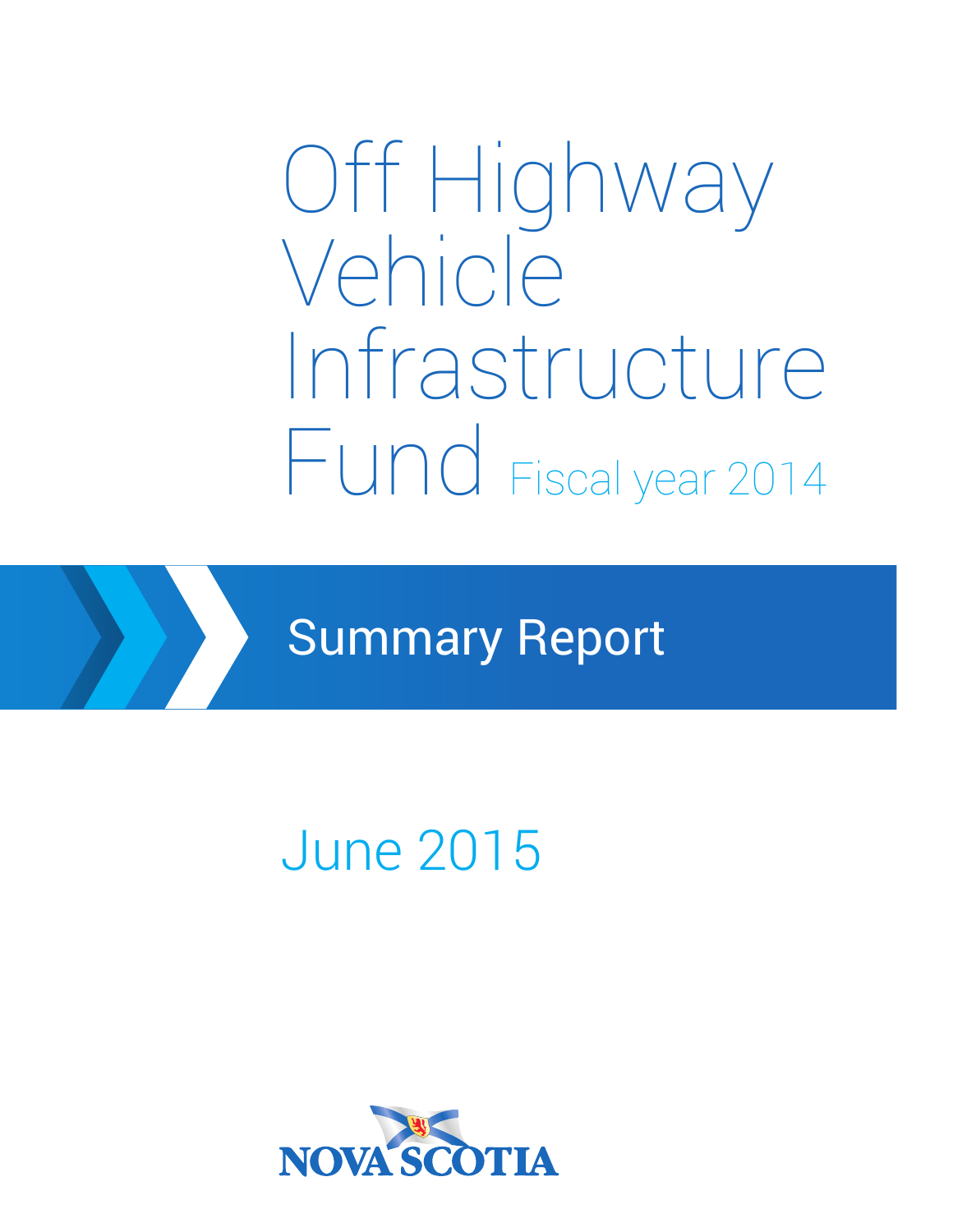# Off Highway Vehicle Infrastructure Fund Fiscal year 2014

## Summary Report

June 2015

NOVA SCOTIA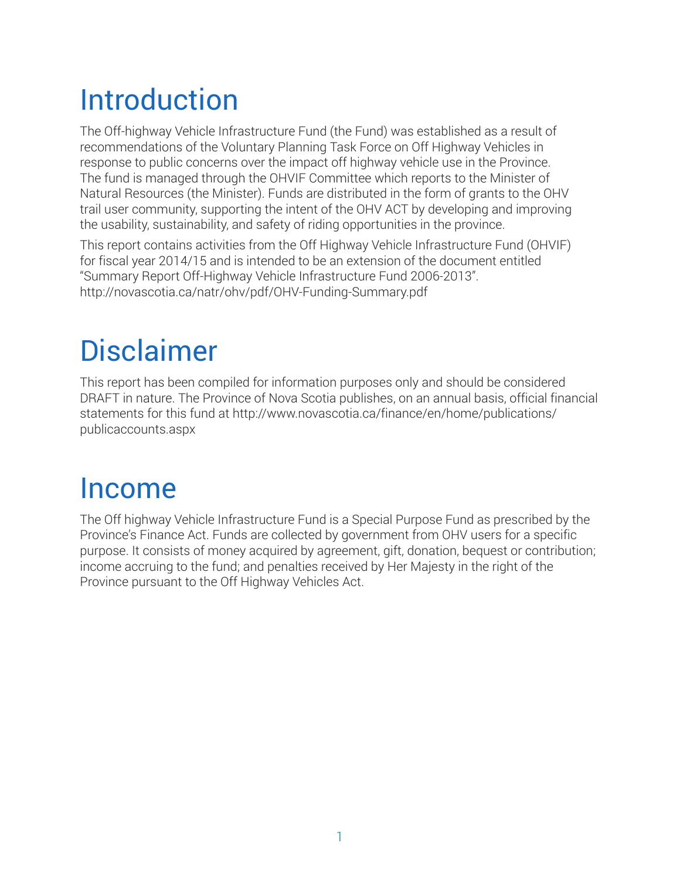# Introduction

The Off-highway Vehicle Infrastructure Fund (the Fund) was established as a result of recommendations of the Voluntary Planning Task Force on Off Highway Vehicles in response to public concerns over the impact off highway vehicle use in the Province. The fund is managed through the OHVIF Committee which reports to the Minister of Natural Resources (the Minister). Funds are distributed in the form of grants to the OHV trail user community, supporting the intent of the OHV ACT by developing and improving the usability, sustainability, and safety of riding opportunities in the province.

This report contains activities from the Off Highway Vehicle Infrastructure Fund (OHVIF) for fiscal year 2014/15 and is intended to be an extension of the document entitled "Summary Report Off-Highway Vehicle Infrastructure Fund 2006-2013". http://novascotia.ca/natr/ohv/pdf/OHV-Funding-Summary.pdf

# Disclaimer

This report has been compiled for information purposes only and should be considered DRAFT in nature. The Province of Nova Scotia publishes, on an annual basis, official financial statements for this fund at http://www.novascotia.ca/finance/en/home/publications/publicaccounts.aspx

# Income

The Off highway Vehicle Infrastructure Fund is a Special Purpose Fund as prescribed by the Province's Finance Act. Funds are collected by government from OHV users for a specific purpose. It consists of money acquired by agreement, gift, donation, bequest or contribution; income accruing to the fund; and penalties received by Her Majesty in the right of the Province pursuant to the Off Highway Vehicles Act.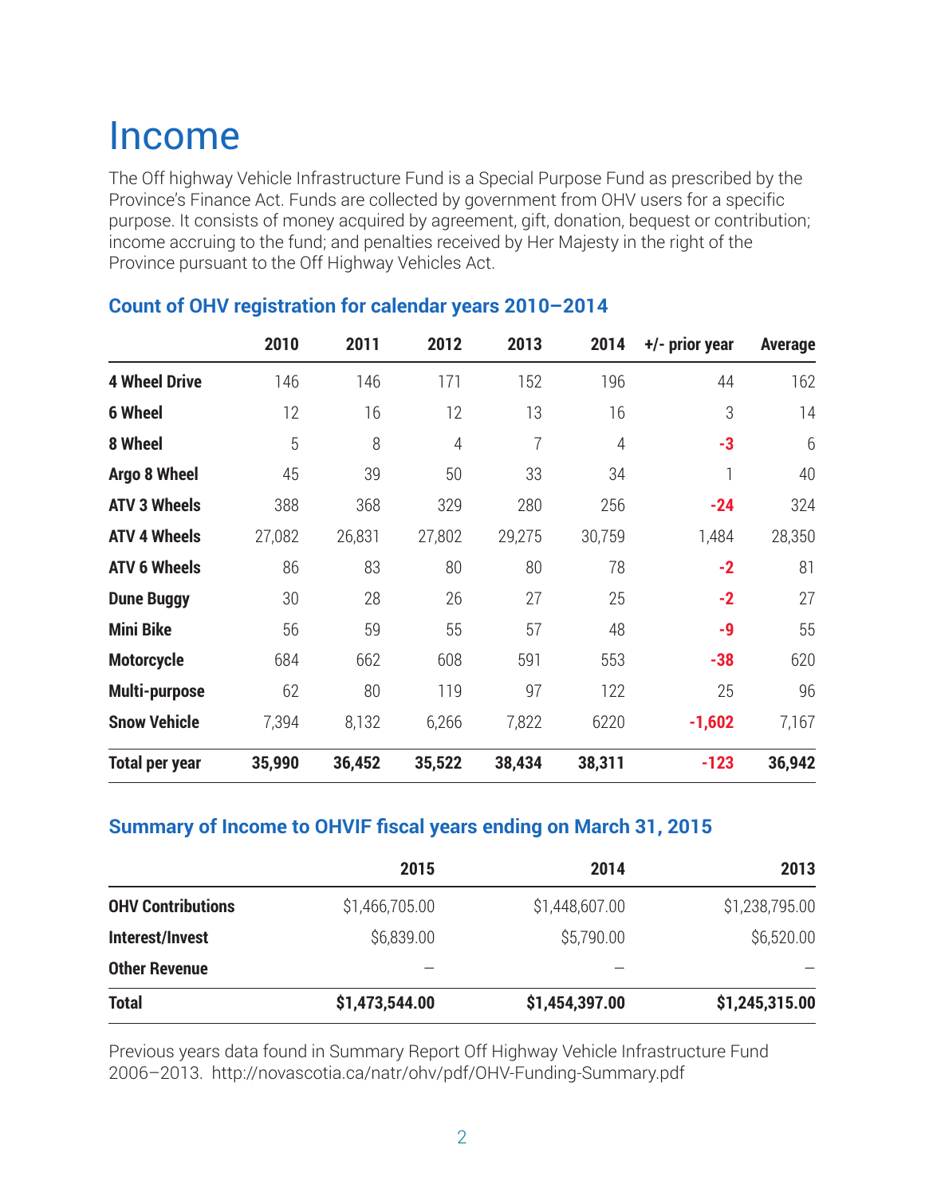# Income

The Off highway Vehicle Infrastructure Fund is a Special Purpose Fund as prescribed by the Province's Finance Act. Funds are collected by government from OHV users for a specific purpose. It consists of money acquired by agreement, gift, donation, bequest or contribution; income accruing to the fund; and penalties received by Her Majesty in the right of the Province pursuant to the Off Highway Vehicles Act.

## Count of OHV registration for calendar years 2010–2014

| | 2010 | 2011 | 2012 | 2013 | 2014 | +/- prior year | Average |
|---|---|---|---|---|---|---|---|
| **4 Wheel Drive** | 146 | 146 | 171 | 152 | 196 | 44 | 162 |
| **6 Wheel** | 12 | 16 | 12 | 13 | 16 | 3 | 14 |
| **8 Wheel** | 5 | 8 | 4 | 7 | 4 | **-3** | 6 |
| **Argo 8 Wheel** | 45 | 39 | 50 | 33 | 34 | 1 | 40 |
| **ATV 3 Wheels** | 388 | 368 | 329 | 280 | 256 | **-24** | 324 |
| **ATV 4 Wheels** | 27,082 | 26,831 | 27,802 | 29,275 | 30,759 | 1,484 | 28,350 |
| **ATV 6 Wheels** | 86 | 83 | 80 | 80 | 78 | **-2** | 81 |
| **Dune Buggy** | 30 | 28 | 26 | 27 | 25 | **-2** | 27 |
| **Mini Bike** | 56 | 59 | 55 | 57 | 48 | **-9** | 55 |
| **Motorcycle** | 684 | 662 | 608 | 591 | 553 | **-38** | 620 |
| **Multi-purpose** | 62 | 80 | 119 | 97 | 122 | 25 | 96 |
| **Snow Vehicle** | 7,394 | 8,132 | 6,266 | 7,822 | 6220 | **-1,602** | 7,167 |
| **Total per year** | **35,990** | **36,452** | **35,522** | **38,434** | **38,311** | **-123** | **36,942** |

## Summary of Income to OHVIF fiscal years ending on March 31, 2015

| | 2015 | 2014 | 2013 |
|---|---|---|---|
| **OHV Contributions** | $1,466,705.00 | $1,448,607.00 | $1,238,795.00 |
| **Interest/Invest** | $6,839.00 | $5,790.00 | $6,520.00 |
| **Other Revenue** | – | – | – |
| **Total** | **$1,473,544.00** | **$1,454,397.00** | **$1,245,315.00** |

Previous years data found in Summary Report Off Highway Vehicle Infrastructure Fund 2006–2013. http://novascotia.ca/natr/ohv/pdf/OHV-Funding-Summary.pdf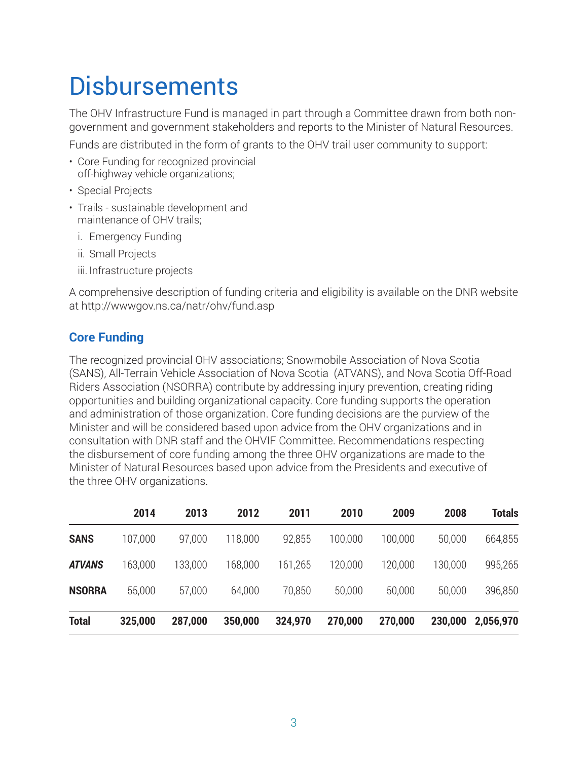# Disbursements

The OHV Infrastructure Fund is managed in part through a Committee drawn from both non-government and government stakeholders and reports to the Minister of Natural Resources.

Funds are distributed in the form of grants to the OHV trail user community to support:

- Core Funding for recognized provincial off-highway vehicle organizations;
- Special Projects
- Trails - sustainable development and maintenance of OHV trails;
  - i. Emergency Funding
  - ii. Small Projects
  - iii. Infrastructure projects

A comprehensive description of funding criteria and eligibility is available on the DNR website at http://wwwgov.ns.ca/natr/ohv/fund.asp

## Core Funding

The recognized provincial OHV associations; Snowmobile Association of Nova Scotia (SANS), All-Terrain Vehicle Association of Nova Scotia (ATVANS), and Nova Scotia Off-Road Riders Association (NSORRA) contribute by addressing injury prevention, creating riding opportunities and building organizational capacity. Core funding supports the operation and administration of those organization. Core funding decisions are the purview of the Minister and will be considered based upon advice from the OHV organizations and in consultation with DNR staff and the OHVIF Committee. Recommendations respecting the disbursement of core funding among the three OHV organizations are made to the Minister of Natural Resources based upon advice from the Presidents and executive of the three OHV organizations.

| | 2014 | 2013 | 2012 | 2011 | 2010 | 2009 | 2008 | Totals |
|---|---|---|---|---|---|---|---|---|
| **SANS** | 107,000 | 97,000 | 118,000 | 92,855 | 100,000 | 100,000 | 50,000 | 664,855 |
| ***ATVANS*** | 163,000 | 133,000 | 168,000 | 161,265 | 120,000 | 120,000 | 130,000 | 995,265 |
| **NSORRA** | 55,000 | 57,000 | 64,000 | 70,850 | 50,000 | 50,000 | 50,000 | 396,850 |
| **Total** | **325,000** | **287,000** | **350,000** | **324,970** | **270,000** | **270,000** | **230,000** | **2,056,970** |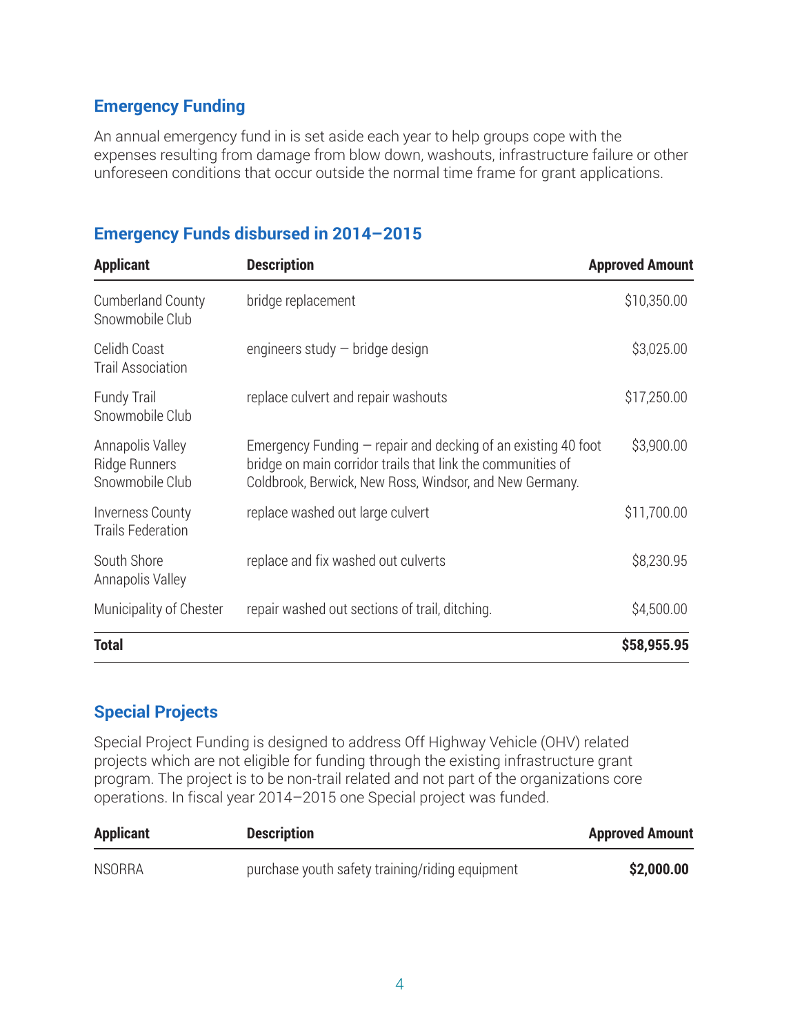## Emergency Funding

An annual emergency fund in is set aside each year to help groups cope with the expenses resulting from damage from blow down, washouts, infrastructure failure or other unforeseen conditions that occur outside the normal time frame for grant applications.

## Emergency Funds disbursed in 2014–2015

| Applicant | Description | Approved Amount |
|---|---|---|
| Cumberland County Snowmobile Club | bridge replacement | $10,350.00 |
| Celidh Coast Trail Association | engineers study — bridge design | $3,025.00 |
| Fundy Trail Snowmobile Club | replace culvert and repair washouts | $17,250.00 |
| Annapolis Valley Ridge Runners Snowmobile Club | Emergency Funding — repair and decking of an existing 40 foot bridge on main corridor trails that link the communities of Coldbrook, Berwick, New Ross, Windsor, and New Germany. | $3,900.00 |
| Inverness County Trails Federation | replace washed out large culvert | $11,700.00 |
| South Shore Annapolis Valley | replace and fix washed out culverts | $8,230.95 |
| Municipality of Chester | repair washed out sections of trail, ditching. | $4,500.00 |
| **Total** | | **$58,955.95** |

## Special Projects

Special Project Funding is designed to address Off Highway Vehicle (OHV) related projects which are not eligible for funding through the existing infrastructure grant program. The project is to be non-trail related and not part of the organizations core operations. In fiscal year 2014–2015 one Special project was funded.

| Applicant | Description | Approved Amount |
|---|---|---|
| NSORRA | purchase youth safety training/riding equipment | **$2,000.00** |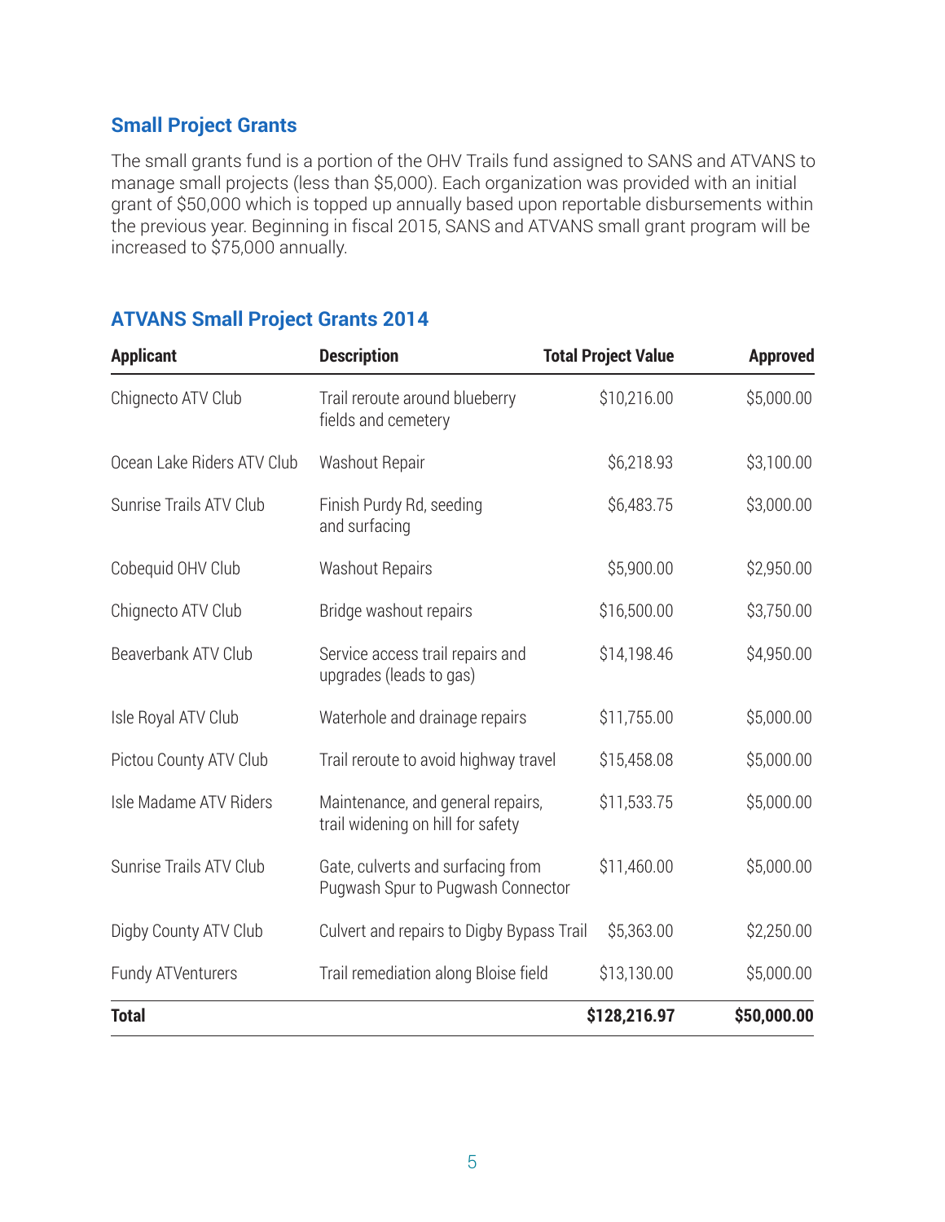## Small Project Grants

The small grants fund is a portion of the OHV Trails fund assigned to SANS and ATVANS to manage small projects (less than $5,000). Each organization was provided with an initial grant of $50,000 which is topped up annually based upon reportable disbursements within the previous year. Beginning in fiscal 2015, SANS and ATVANS small grant program will be increased to $75,000 annually.

## ATVANS Small Project Grants 2014

| Applicant | Description | Total Project Value | Approved |
|---|---|---|---|
| Chignecto ATV Club | Trail reroute around blueberry fields and cemetery | $10,216.00 | $5,000.00 |
| Ocean Lake Riders ATV Club | Washout Repair | $6,218.93 | $3,100.00 |
| Sunrise Trails ATV Club | Finish Purdy Rd, seeding and surfacing | $6,483.75 | $3,000.00 |
| Cobequid OHV Club | Washout Repairs | $5,900.00 | $2,950.00 |
| Chignecto ATV Club | Bridge washout repairs | $16,500.00 | $3,750.00 |
| Beaverbank ATV Club | Service access trail repairs and upgrades (leads to gas) | $14,198.46 | $4,950.00 |
| Isle Royal ATV Club | Waterhole and drainage repairs | $11,755.00 | $5,000.00 |
| Pictou County ATV Club | Trail reroute to avoid highway travel | $15,458.08 | $5,000.00 |
| Isle Madame ATV Riders | Maintenance, and general repairs, trail widening on hill for safety | $11,533.75 | $5,000.00 |
| Sunrise Trails ATV Club | Gate, culverts and surfacing from Pugwash Spur to Pugwash Connector | $11,460.00 | $5,000.00 |
| Digby County ATV Club | Culvert and repairs to Digby Bypass Trail | $5,363.00 | $2,250.00 |
| Fundy ATVenturers | Trail remediation along Bloise field | $13,130.00 | $5,000.00 |
| **Total** | | **$128,216.97** | **$50,000.00** |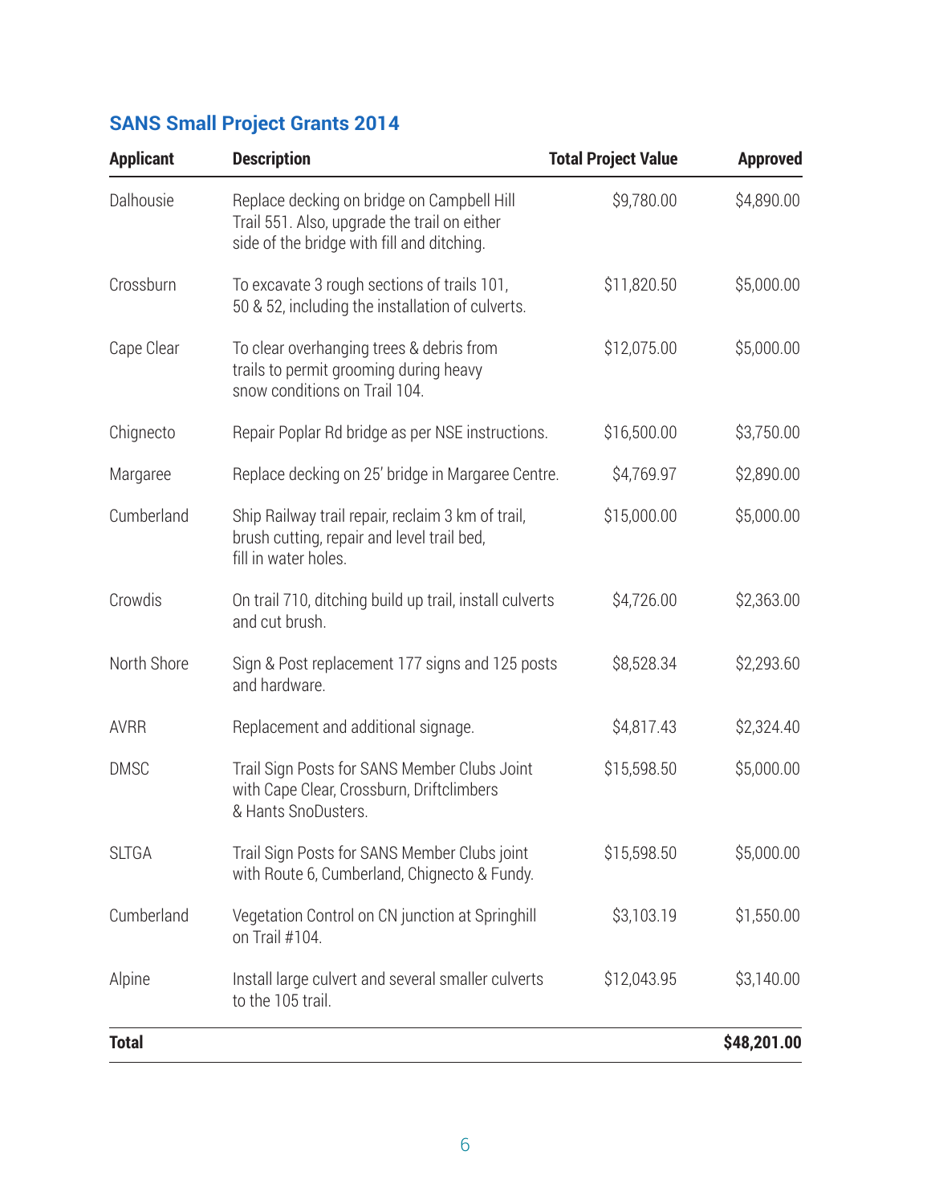## SANS Small Project Grants 2014

| Applicant | Description | Total Project Value | Approved |
|---|---|---|---|
| Dalhousie | Replace decking on bridge on Campbell Hill Trail 551. Also, upgrade the trail on either side of the bridge with fill and ditching. | $9,780.00 | $4,890.00 |
| Crossburn | To excavate 3 rough sections of trails 101, 50 & 52, including the installation of culverts. | $11,820.50 | $5,000.00 |
| Cape Clear | To clear overhanging trees & debris from trails to permit grooming during heavy snow conditions on Trail 104. | $12,075.00 | $5,000.00 |
| Chignecto | Repair Poplar Rd bridge as per NSE instructions. | $16,500.00 | $3,750.00 |
| Margaree | Replace decking on 25' bridge in Margaree Centre. | $4,769.97 | $2,890.00 |
| Cumberland | Ship Railway trail repair, reclaim 3 km of trail, brush cutting, repair and level trail bed, fill in water holes. | $15,000.00 | $5,000.00 |
| Crowdis | On trail 710, ditching build up trail, install culverts and cut brush. | $4,726.00 | $2,363.00 |
| North Shore | Sign & Post replacement 177 signs and 125 posts and hardware. | $8,528.34 | $2,293.60 |
| AVRR | Replacement and additional signage. | $4,817.43 | $2,324.40 |
| DMSC | Trail Sign Posts for SANS Member Clubs Joint with Cape Clear, Crossburn, Driftclimbers & Hants SnoDusters. | $15,598.50 | $5,000.00 |
| SLTGA | Trail Sign Posts for SANS Member Clubs joint with Route 6, Cumberland, Chignecto & Fundy. | $15,598.50 | $5,000.00 |
| Cumberland | Vegetation Control on CN junction at Springhill on Trail #104. | $3,103.19 | $1,550.00 |
| Alpine | Install large culvert and several smaller culverts to the 105 trail. | $12,043.95 | $3,140.00 |
| **Total** | | | **$48,201.00** |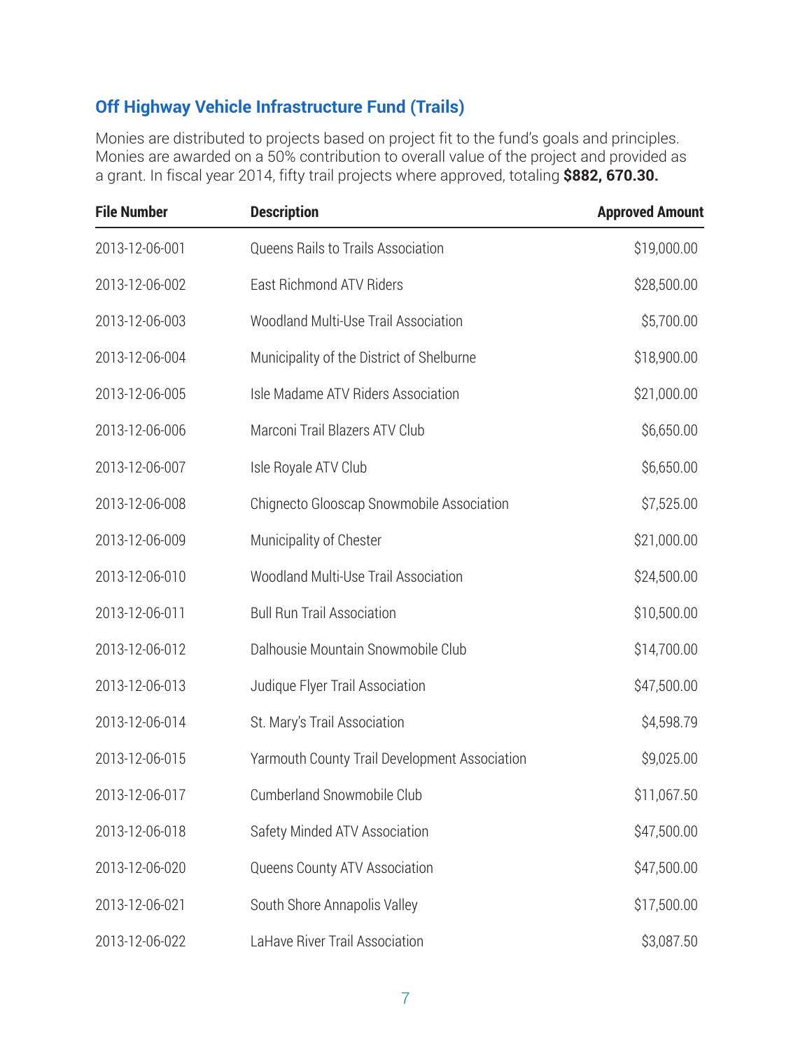## Off Highway Vehicle Infrastructure Fund (Trails)

Monies are distributed to projects based on project fit to the fund's goals and principles. Monies are awarded on a 50% contribution to overall value of the project and provided as a grant. In fiscal year 2014, fifty trail projects where approved, totaling **$882, 670.30.**

| File Number | Description | Approved Amount |
|---|---|---|
| 2013-12-06-001 | Queens Rails to Trails Association | $19,000.00 |
| 2013-12-06-002 | East Richmond ATV Riders | $28,500.00 |
| 2013-12-06-003 | Woodland Multi-Use Trail Association | $5,700.00 |
| 2013-12-06-004 | Municipality of the District of Shelburne | $18,900.00 |
| 2013-12-06-005 | Isle Madame ATV Riders Association | $21,000.00 |
| 2013-12-06-006 | Marconi Trail Blazers ATV Club | $6,650.00 |
| 2013-12-06-007 | Isle Royale ATV Club | $6,650.00 |
| 2013-12-06-008 | Chignecto Glooscap Snowmobile Association | $7,525.00 |
| 2013-12-06-009 | Municipality of Chester | $21,000.00 |
| 2013-12-06-010 | Woodland Multi-Use Trail Association | $24,500.00 |
| 2013-12-06-011 | Bull Run Trail Association | $10,500.00 |
| 2013-12-06-012 | Dalhousie Mountain Snowmobile Club | $14,700.00 |
| 2013-12-06-013 | Judique Flyer Trail Association | $47,500.00 |
| 2013-12-06-014 | St. Mary's Trail Association | $4,598.79 |
| 2013-12-06-015 | Yarmouth County Trail Development Association | $9,025.00 |
| 2013-12-06-017 | Cumberland Snowmobile Club | $11,067.50 |
| 2013-12-06-018 | Safety Minded ATV Association | $47,500.00 |
| 2013-12-06-020 | Queens County ATV Association | $47,500.00 |
| 2013-12-06-021 | South Shore Annapolis Valley | $17,500.00 |
| 2013-12-06-022 | LaHave River Trail Association | $3,087.50 |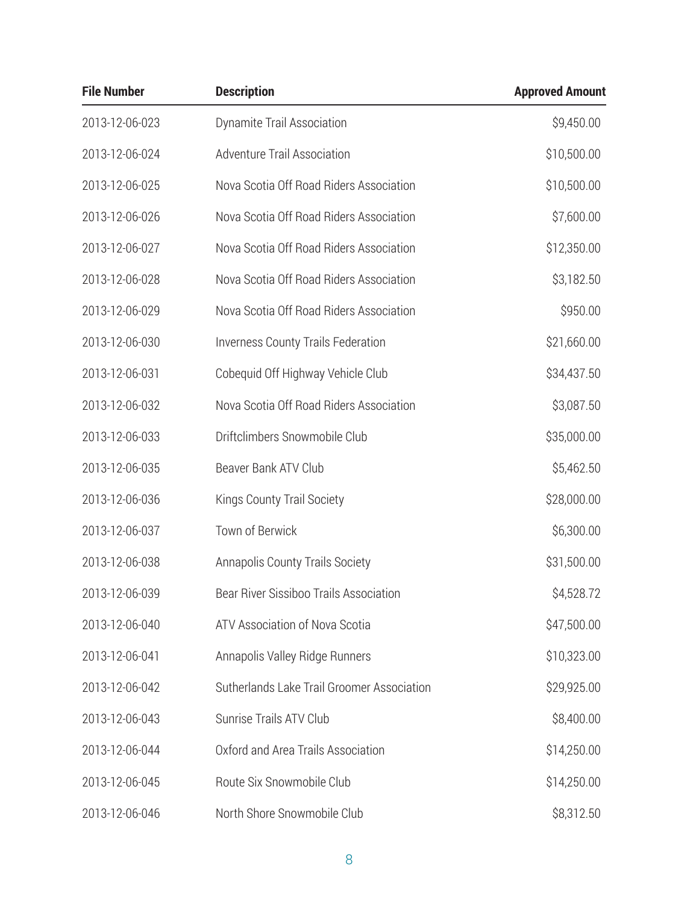| File Number | Description | Approved Amount |
| --- | --- | --- |
| 2013-12-06-023 | Dynamite Trail Association | $9,450.00 |
| 2013-12-06-024 | Adventure Trail Association | $10,500.00 |
| 2013-12-06-025 | Nova Scotia Off Road Riders Association | $10,500.00 |
| 2013-12-06-026 | Nova Scotia Off Road Riders Association | $7,600.00 |
| 2013-12-06-027 | Nova Scotia Off Road Riders Association | $12,350.00 |
| 2013-12-06-028 | Nova Scotia Off Road Riders Association | $3,182.50 |
| 2013-12-06-029 | Nova Scotia Off Road Riders Association | $950.00 |
| 2013-12-06-030 | Inverness County Trails Federation | $21,660.00 |
| 2013-12-06-031 | Cobequid Off Highway Vehicle Club | $34,437.50 |
| 2013-12-06-032 | Nova Scotia Off Road Riders Association | $3,087.50 |
| 2013-12-06-033 | Driftclimbers Snowmobile Club | $35,000.00 |
| 2013-12-06-035 | Beaver Bank ATV Club | $5,462.50 |
| 2013-12-06-036 | Kings County Trail Society | $28,000.00 |
| 2013-12-06-037 | Town of Berwick | $6,300.00 |
| 2013-12-06-038 | Annapolis County Trails Society | $31,500.00 |
| 2013-12-06-039 | Bear River Sissiboo Trails Association | $4,528.72 |
| 2013-12-06-040 | ATV Association of Nova Scotia | $47,500.00 |
| 2013-12-06-041 | Annapolis Valley Ridge Runners | $10,323.00 |
| 2013-12-06-042 | Sutherlands Lake Trail Groomer Association | $29,925.00 |
| 2013-12-06-043 | Sunrise Trails ATV Club | $8,400.00 |
| 2013-12-06-044 | Oxford and Area Trails Association | $14,250.00 |
| 2013-12-06-045 | Route Six Snowmobile Club | $14,250.00 |
| 2013-12-06-046 | North Shore Snowmobile Club | $8,312.50 |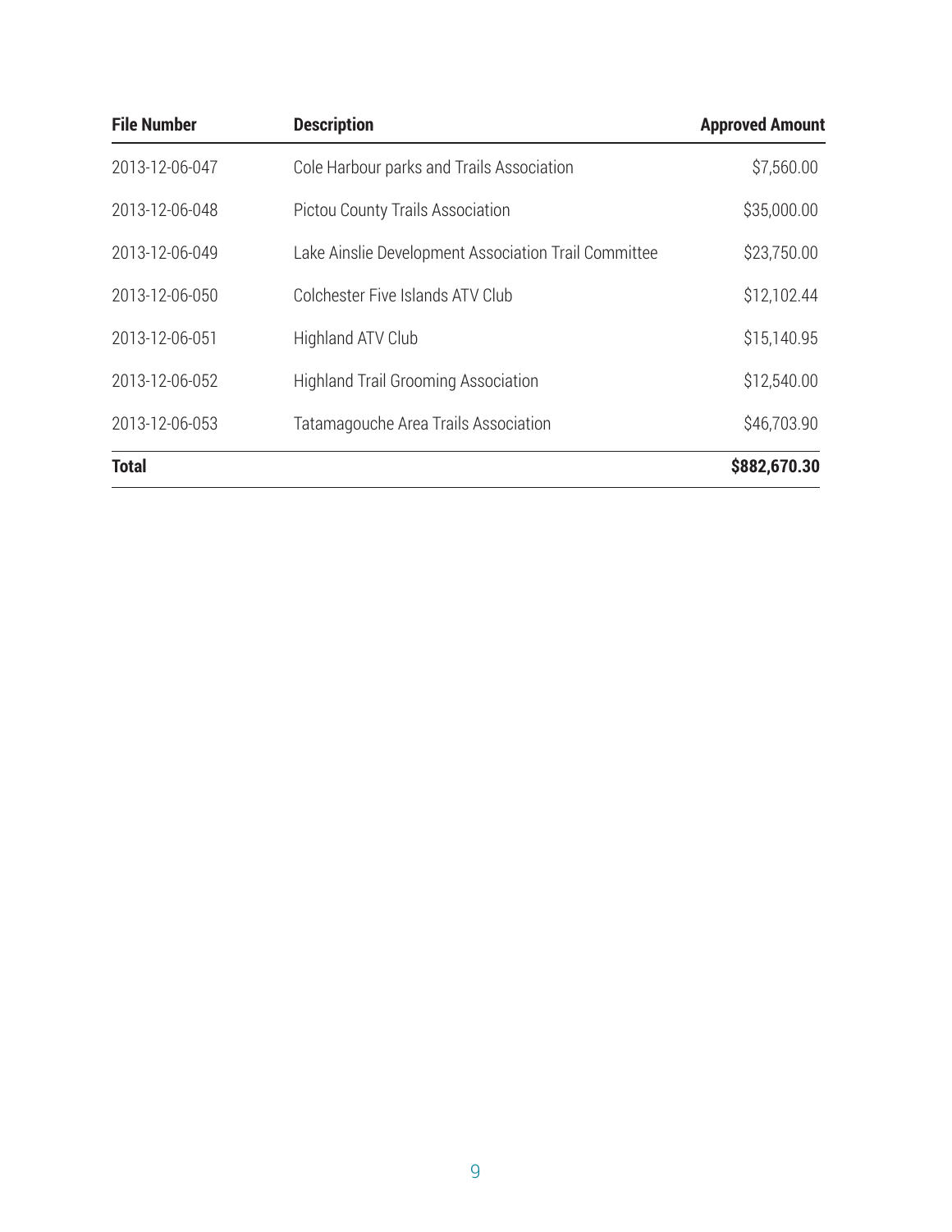| File Number | Description | Approved Amount |
| --- | --- | --- |
| 2013-12-06-047 | Cole Harbour parks and Trails Association | $7,560.00 |
| 2013-12-06-048 | Pictou County Trails Association | $35,000.00 |
| 2013-12-06-049 | Lake Ainslie Development Association Trail Committee | $23,750.00 |
| 2013-12-06-050 | Colchester Five Islands ATV Club | $12,102.44 |
| 2013-12-06-051 | Highland ATV Club | $15,140.95 |
| 2013-12-06-052 | Highland Trail Grooming Association | $12,540.00 |
| 2013-12-06-053 | Tatamagouche Area Trails Association | $46,703.90 |
| **Total** | | **$882,670.30** |